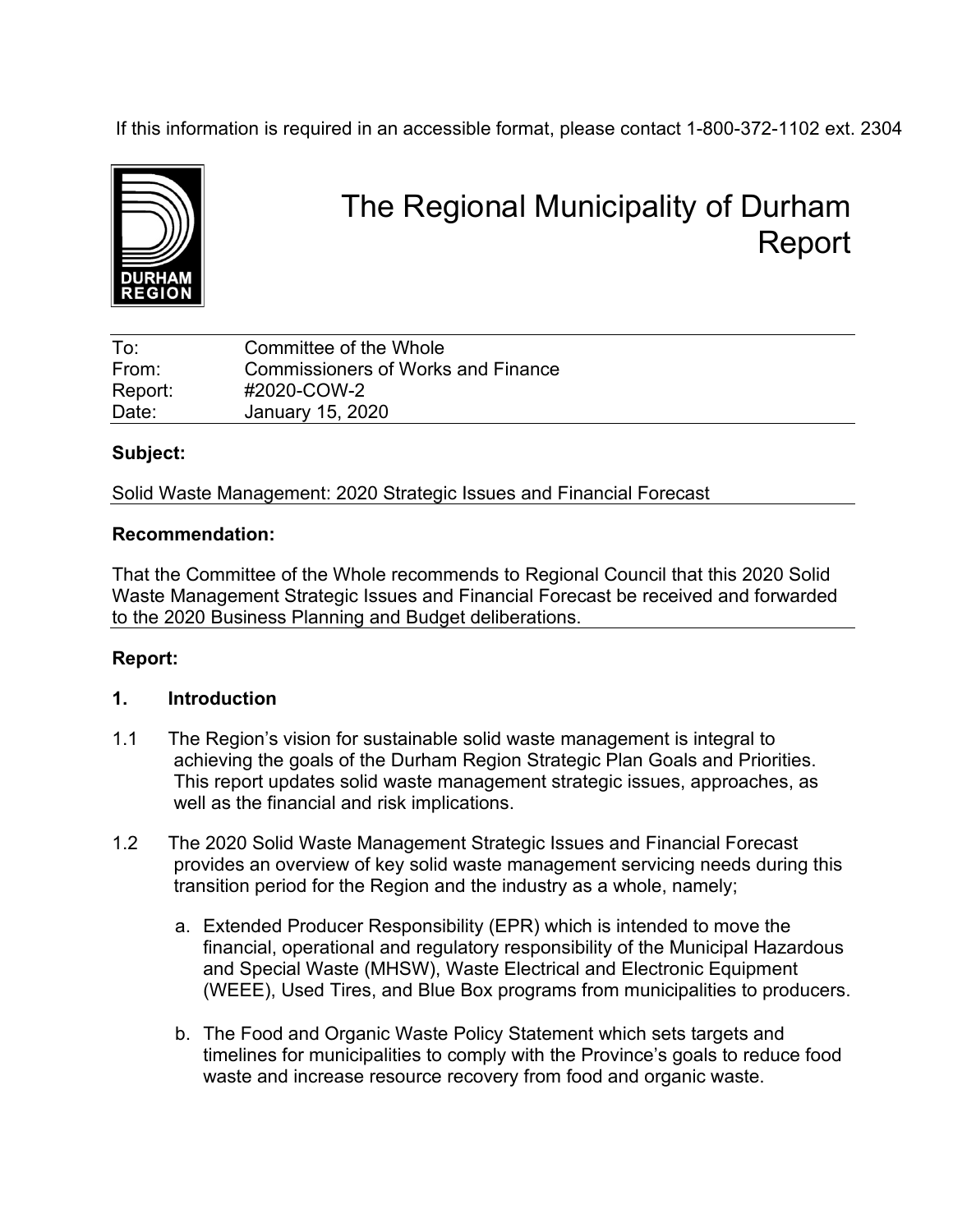If this information is required in an accessible format, please contact 1-800-372-1102 ext. 2304

# The Regional Municipality of Durham Report

| | |
|---|---|
| To: | Committee of the Whole |
| From: | Commissioners of Works and Finance |
| Report: | #2020-COW-2 |
| Date: | January 15, 2020 |

**Subject:**

Solid Waste Management: 2020 Strategic Issues and Financial Forecast

**Recommendation:**

That the Committee of the Whole recommends to Regional Council that this 2020 Solid Waste Management Strategic Issues and Financial Forecast be received and forwarded to the 2020 Business Planning and Budget deliberations.

**Report:**

## 1. Introduction

1.1 The Region's vision for sustainable solid waste management is integral to achieving the goals of the Durham Region Strategic Plan Goals and Priorities. This report updates solid waste management strategic issues, approaches, as well as the financial and risk implications.

1.2 The 2020 Solid Waste Management Strategic Issues and Financial Forecast provides an overview of key solid waste management servicing needs during this transition period for the Region and the industry as a whole, namely;

a. Extended Producer Responsibility (EPR) which is intended to move the financial, operational and regulatory responsibility of the Municipal Hazardous and Special Waste (MHSW), Waste Electrical and Electronic Equipment (WEEE), Used Tires, and Blue Box programs from municipalities to producers.

b. The Food and Organic Waste Policy Statement which sets targets and timelines for municipalities to comply with the Province's goals to reduce food waste and increase resource recovery from food and organic waste.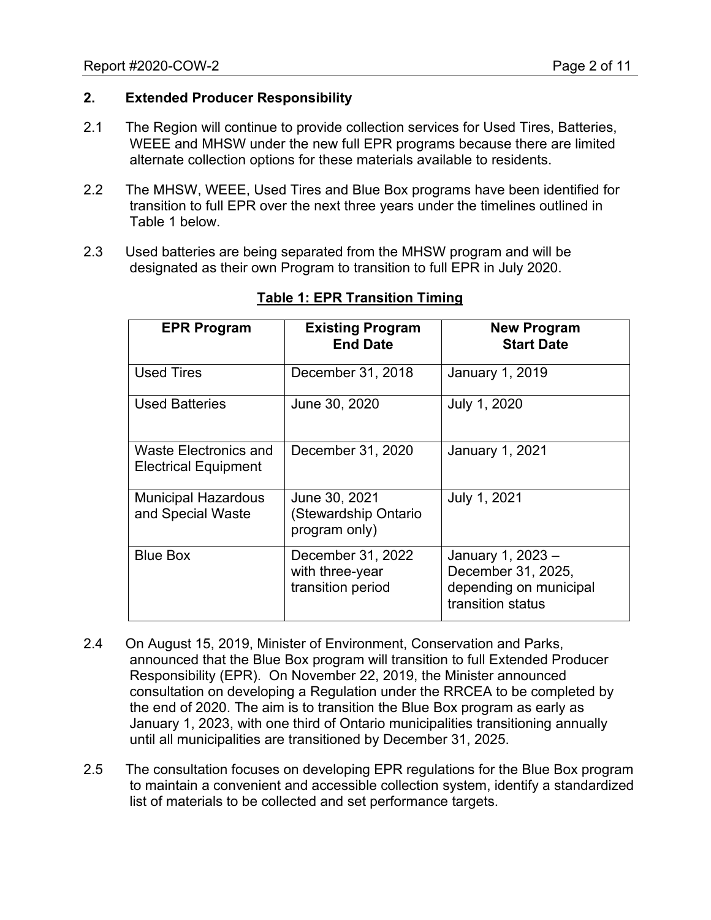## 2. Extended Producer Responsibility

2.1 The Region will continue to provide collection services for Used Tires, Batteries, WEEE and MHSW under the new full EPR programs because there are limited alternate collection options for these materials available to residents.

2.2 The MHSW, WEEE, Used Tires and Blue Box programs have been identified for transition to full EPR over the next three years under the timelines outlined in Table 1 below.

2.3 Used batteries are being separated from the MHSW program and will be designated as their own Program to transition to full EPR in July 2020.

**Table 1: EPR Transition Timing**

| EPR Program | Existing Program End Date | New Program Start Date |
|---|---|---|
| Used Tires | December 31, 2018 | January 1, 2019 |
| Used Batteries | June 30, 2020 | July 1, 2020 |
| Waste Electronics and Electrical Equipment | December 31, 2020 | January 1, 2021 |
| Municipal Hazardous and Special Waste | June 30, 2021 (Stewardship Ontario program only) | July 1, 2021 |
| Blue Box | December 31, 2022 with three-year transition period | January 1, 2023 – December 31, 2025, depending on municipal transition status |

2.4 On August 15, 2019, Minister of Environment, Conservation and Parks, announced that the Blue Box program will transition to full Extended Producer Responsibility (EPR). On November 22, 2019, the Minister announced consultation on developing a Regulation under the RRCEA to be completed by the end of 2020. The aim is to transition the Blue Box program as early as January 1, 2023, with one third of Ontario municipalities transitioning annually until all municipalities are transitioned by December 31, 2025.

2.5 The consultation focuses on developing EPR regulations for the Blue Box program to maintain a convenient and accessible collection system, identify a standardized list of materials to be collected and set performance targets.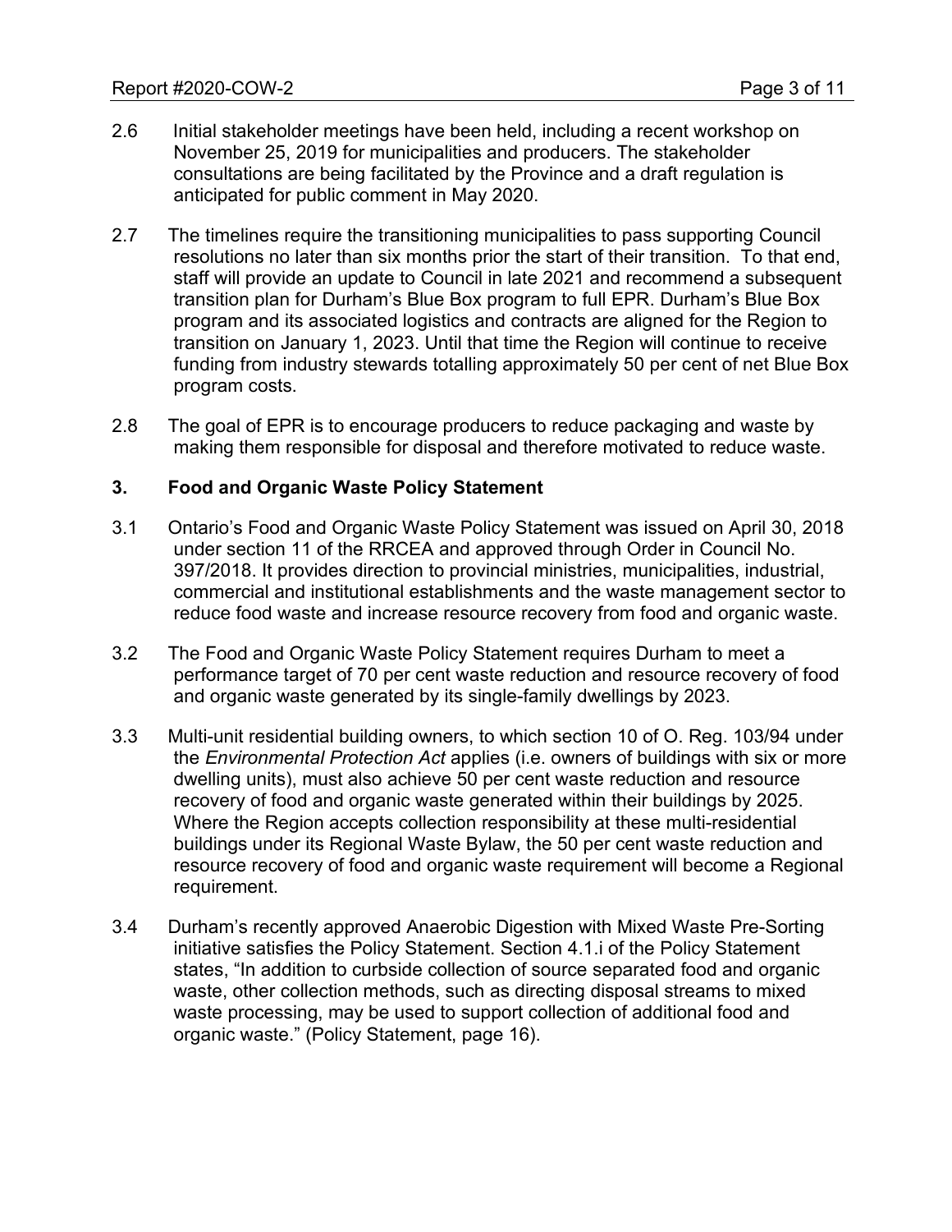2.6 Initial stakeholder meetings have been held, including a recent workshop on November 25, 2019 for municipalities and producers. The stakeholder consultations are being facilitated by the Province and a draft regulation is anticipated for public comment in May 2020.

2.7 The timelines require the transitioning municipalities to pass supporting Council resolutions no later than six months prior the start of their transition. To that end, staff will provide an update to Council in late 2021 and recommend a subsequent transition plan for Durham's Blue Box program to full EPR. Durham's Blue Box program and its associated logistics and contracts are aligned for the Region to transition on January 1, 2023. Until that time the Region will continue to receive funding from industry stewards totalling approximately 50 per cent of net Blue Box program costs.

2.8 The goal of EPR is to encourage producers to reduce packaging and waste by making them responsible for disposal and therefore motivated to reduce waste.

## 3. Food and Organic Waste Policy Statement

3.1 Ontario's Food and Organic Waste Policy Statement was issued on April 30, 2018 under section 11 of the RRCEA and approved through Order in Council No. 397/2018. It provides direction to provincial ministries, municipalities, industrial, commercial and institutional establishments and the waste management sector to reduce food waste and increase resource recovery from food and organic waste.

3.2 The Food and Organic Waste Policy Statement requires Durham to meet a performance target of 70 per cent waste reduction and resource recovery of food and organic waste generated by its single-family dwellings by 2023.

3.3 Multi-unit residential building owners, to which section 10 of O. Reg. 103/94 under the *Environmental Protection Act* applies (i.e. owners of buildings with six or more dwelling units), must also achieve 50 per cent waste reduction and resource recovery of food and organic waste generated within their buildings by 2025. Where the Region accepts collection responsibility at these multi-residential buildings under its Regional Waste Bylaw, the 50 per cent waste reduction and resource recovery of food and organic waste requirement will become a Regional requirement.

3.4 Durham's recently approved Anaerobic Digestion with Mixed Waste Pre-Sorting initiative satisfies the Policy Statement. Section 4.1.i of the Policy Statement states, "In addition to curbside collection of source separated food and organic waste, other collection methods, such as directing disposal streams to mixed waste processing, may be used to support collection of additional food and organic waste." (Policy Statement, page 16).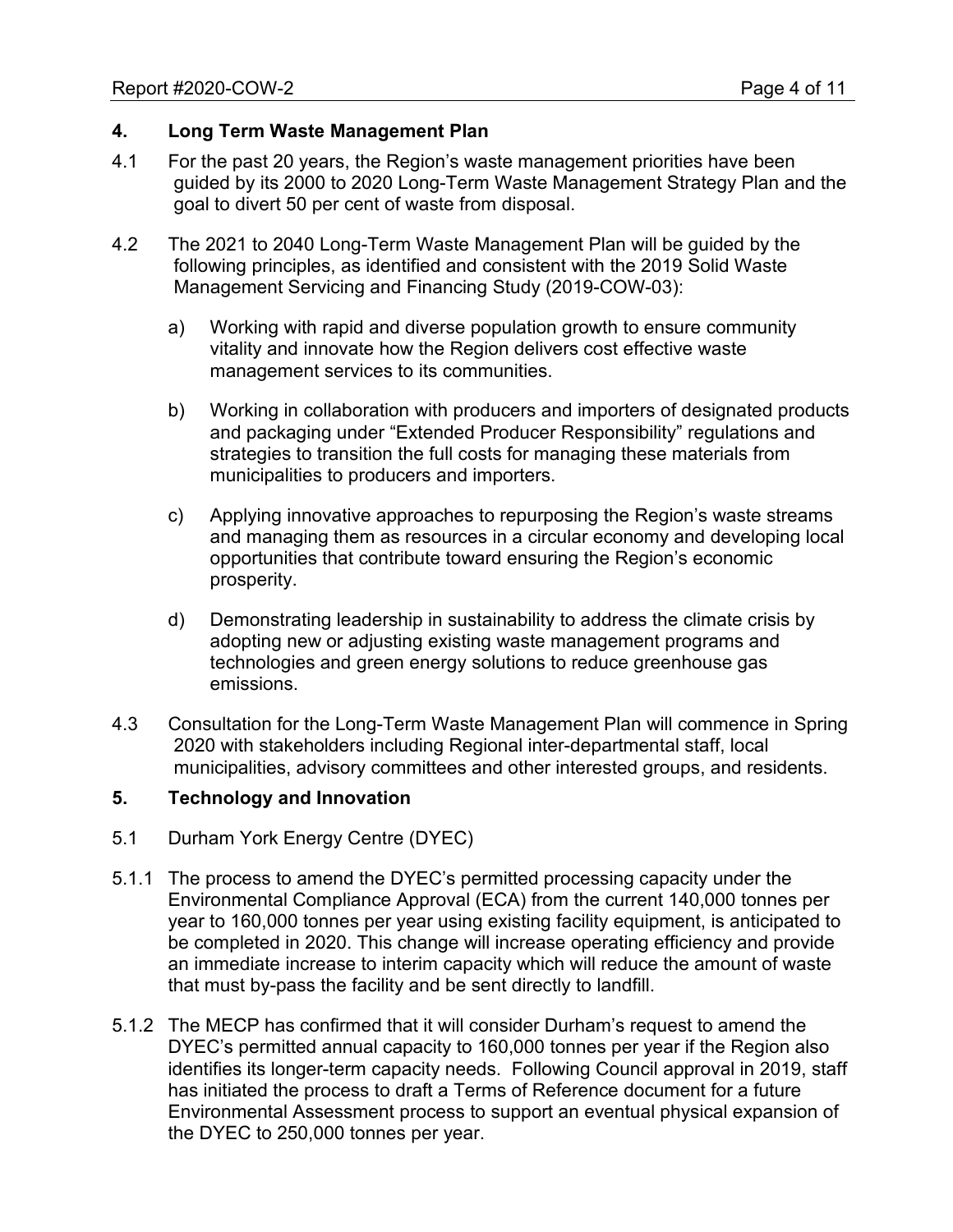## 4. Long Term Waste Management Plan

4.1 For the past 20 years, the Region's waste management priorities have been guided by its 2000 to 2020 Long-Term Waste Management Strategy Plan and the goal to divert 50 per cent of waste from disposal.

4.2 The 2021 to 2040 Long-Term Waste Management Plan will be guided by the following principles, as identified and consistent with the 2019 Solid Waste Management Servicing and Financing Study (2019-COW-03):

a) Working with rapid and diverse population growth to ensure community vitality and innovate how the Region delivers cost effective waste management services to its communities.

b) Working in collaboration with producers and importers of designated products and packaging under "Extended Producer Responsibility" regulations and strategies to transition the full costs for managing these materials from municipalities to producers and importers.

c) Applying innovative approaches to repurposing the Region's waste streams and managing them as resources in a circular economy and developing local opportunities that contribute toward ensuring the Region's economic prosperity.

d) Demonstrating leadership in sustainability to address the climate crisis by adopting new or adjusting existing waste management programs and technologies and green energy solutions to reduce greenhouse gas emissions.

4.3 Consultation for the Long-Term Waste Management Plan will commence in Spring 2020 with stakeholders including Regional inter-departmental staff, local municipalities, advisory committees and other interested groups, and residents.

## 5. Technology and Innovation

5.1 Durham York Energy Centre (DYEC)

5.1.1 The process to amend the DYEC's permitted processing capacity under the Environmental Compliance Approval (ECA) from the current 140,000 tonnes per year to 160,000 tonnes per year using existing facility equipment, is anticipated to be completed in 2020. This change will increase operating efficiency and provide an immediate increase to interim capacity which will reduce the amount of waste that must by-pass the facility and be sent directly to landfill.

5.1.2 The MECP has confirmed that it will consider Durham's request to amend the DYEC's permitted annual capacity to 160,000 tonnes per year if the Region also identifies its longer-term capacity needs. Following Council approval in 2019, staff has initiated the process to draft a Terms of Reference document for a future Environmental Assessment process to support an eventual physical expansion of the DYEC to 250,000 tonnes per year.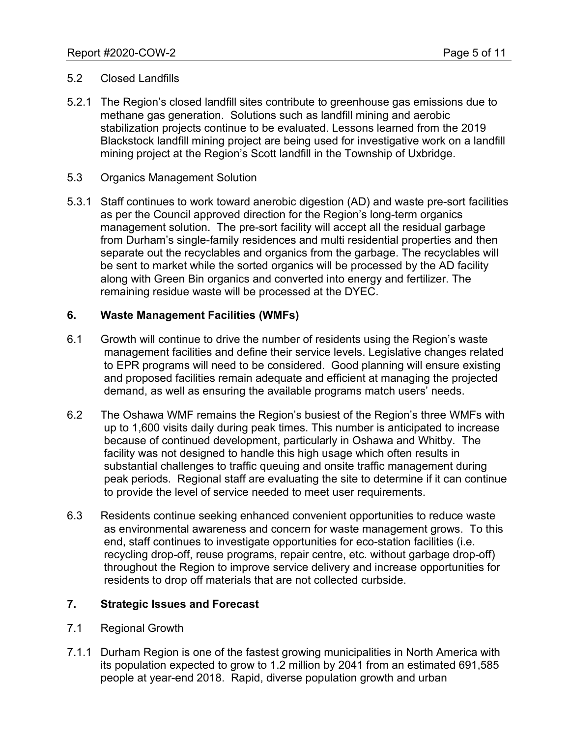5.2 Closed Landfills

5.2.1 The Region's closed landfill sites contribute to greenhouse gas emissions due to methane gas generation. Solutions such as landfill mining and aerobic stabilization projects continue to be evaluated. Lessons learned from the 2019 Blackstock landfill mining project are being used for investigative work on a landfill mining project at the Region's Scott landfill in the Township of Uxbridge.

5.3 Organics Management Solution

5.3.1 Staff continues to work toward anerobic digestion (AD) and waste pre-sort facilities as per the Council approved direction for the Region's long-term organics management solution. The pre-sort facility will accept all the residual garbage from Durham's single-family residences and multi residential properties and then separate out the recyclables and organics from the garbage. The recyclables will be sent to market while the sorted organics will be processed by the AD facility along with Green Bin organics and converted into energy and fertilizer. The remaining residue waste will be processed at the DYEC.

## 6. Waste Management Facilities (WMFs)

6.1 Growth will continue to drive the number of residents using the Region's waste management facilities and define their service levels. Legislative changes related to EPR programs will need to be considered. Good planning will ensure existing and proposed facilities remain adequate and efficient at managing the projected demand, as well as ensuring the available programs match users' needs.

6.2 The Oshawa WMF remains the Region's busiest of the Region's three WMFs with up to 1,600 visits daily during peak times. This number is anticipated to increase because of continued development, particularly in Oshawa and Whitby. The facility was not designed to handle this high usage which often results in substantial challenges to traffic queuing and onsite traffic management during peak periods. Regional staff are evaluating the site to determine if it can continue to provide the level of service needed to meet user requirements.

6.3 Residents continue seeking enhanced convenient opportunities to reduce waste as environmental awareness and concern for waste management grows. To this end, staff continues to investigate opportunities for eco-station facilities (i.e. recycling drop-off, reuse programs, repair centre, etc. without garbage drop-off) throughout the Region to improve service delivery and increase opportunities for residents to drop off materials that are not collected curbside.

## 7. Strategic Issues and Forecast

7.1 Regional Growth

7.1.1 Durham Region is one of the fastest growing municipalities in North America with its population expected to grow to 1.2 million by 2041 from an estimated 691,585 people at year-end 2018. Rapid, diverse population growth and urban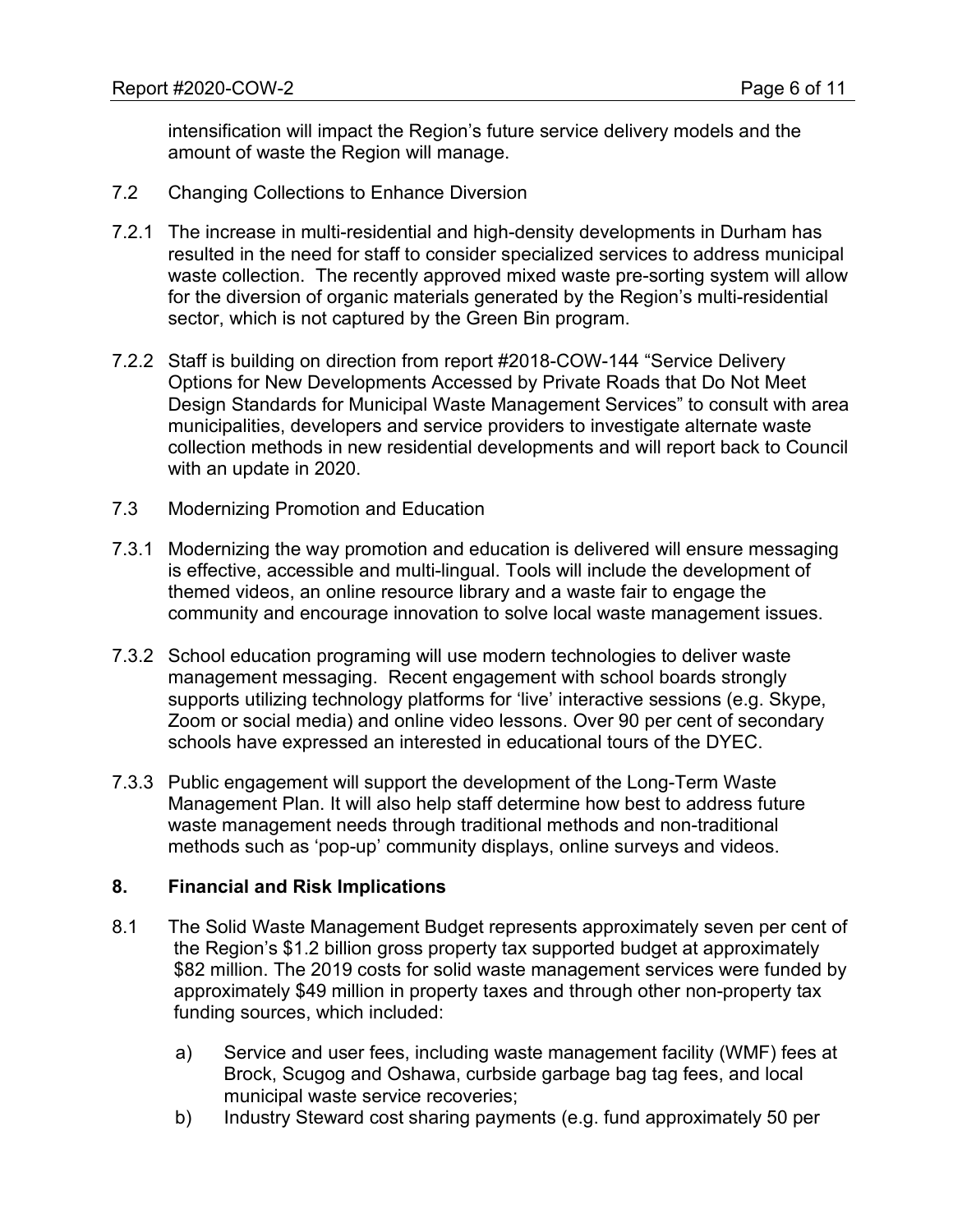intensification will impact the Region's future service delivery models and the amount of waste the Region will manage.

7.2 Changing Collections to Enhance Diversion

7.2.1 The increase in multi-residential and high-density developments in Durham has resulted in the need for staff to consider specialized services to address municipal waste collection. The recently approved mixed waste pre-sorting system will allow for the diversion of organic materials generated by the Region's multi-residential sector, which is not captured by the Green Bin program.

7.2.2 Staff is building on direction from report #2018-COW-144 "Service Delivery Options for New Developments Accessed by Private Roads that Do Not Meet Design Standards for Municipal Waste Management Services" to consult with area municipalities, developers and service providers to investigate alternate waste collection methods in new residential developments and will report back to Council with an update in 2020.

7.3 Modernizing Promotion and Education

7.3.1 Modernizing the way promotion and education is delivered will ensure messaging is effective, accessible and multi-lingual. Tools will include the development of themed videos, an online resource library and a waste fair to engage the community and encourage innovation to solve local waste management issues.

7.3.2 School education programing will use modern technologies to deliver waste management messaging. Recent engagement with school boards strongly supports utilizing technology platforms for 'live' interactive sessions (e.g. Skype, Zoom or social media) and online video lessons. Over 90 per cent of secondary schools have expressed an interested in educational tours of the DYEC.

7.3.3 Public engagement will support the development of the Long-Term Waste Management Plan. It will also help staff determine how best to address future waste management needs through traditional methods and non-traditional methods such as 'pop-up' community displays, online surveys and videos.

## 8. Financial and Risk Implications

8.1 The Solid Waste Management Budget represents approximately seven per cent of the Region's $1.2 billion gross property tax supported budget at approximately $82 million. The 2019 costs for solid waste management services were funded by approximately $49 million in property taxes and through other non-property tax funding sources, which included:

a) Service and user fees, including waste management facility (WMF) fees at Brock, Scugog and Oshawa, curbside garbage bag tag fees, and local municipal waste service recoveries;

b) Industry Steward cost sharing payments (e.g. fund approximately 50 per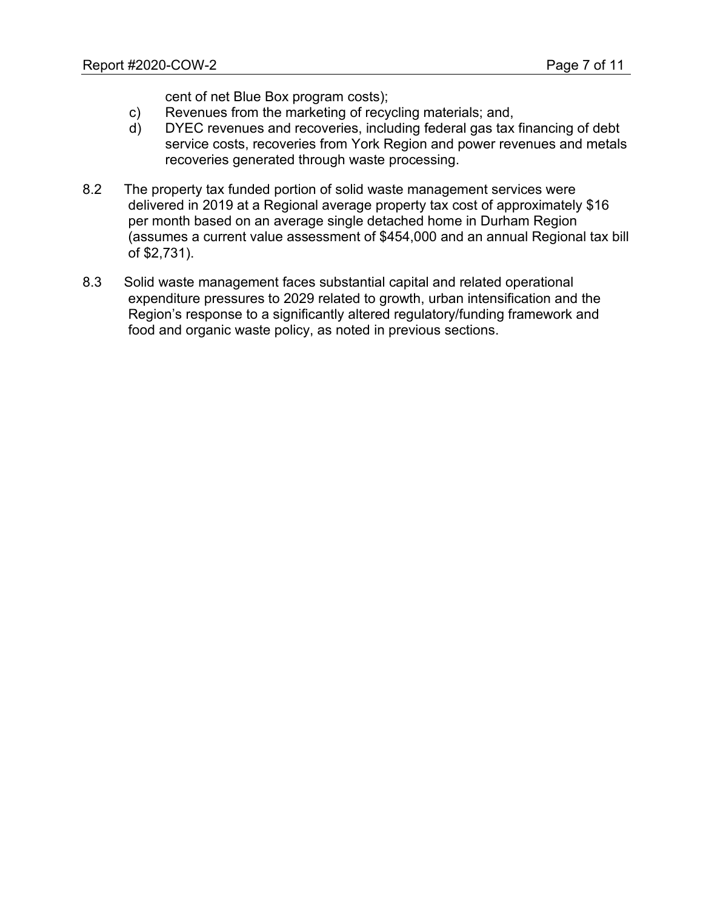cent of net Blue Box program costs);

c) Revenues from the marketing of recycling materials; and,

d) DYEC revenues and recoveries, including federal gas tax financing of debt service costs, recoveries from York Region and power revenues and metals recoveries generated through waste processing.

8.2 The property tax funded portion of solid waste management services were delivered in 2019 at a Regional average property tax cost of approximately $16 per month based on an average single detached home in Durham Region (assumes a current value assessment of $454,000 and an annual Regional tax bill of $2,731).

8.3 Solid waste management faces substantial capital and related operational expenditure pressures to 2029 related to growth, urban intensification and the Region's response to a significantly altered regulatory/funding framework and food and organic waste policy, as noted in previous sections.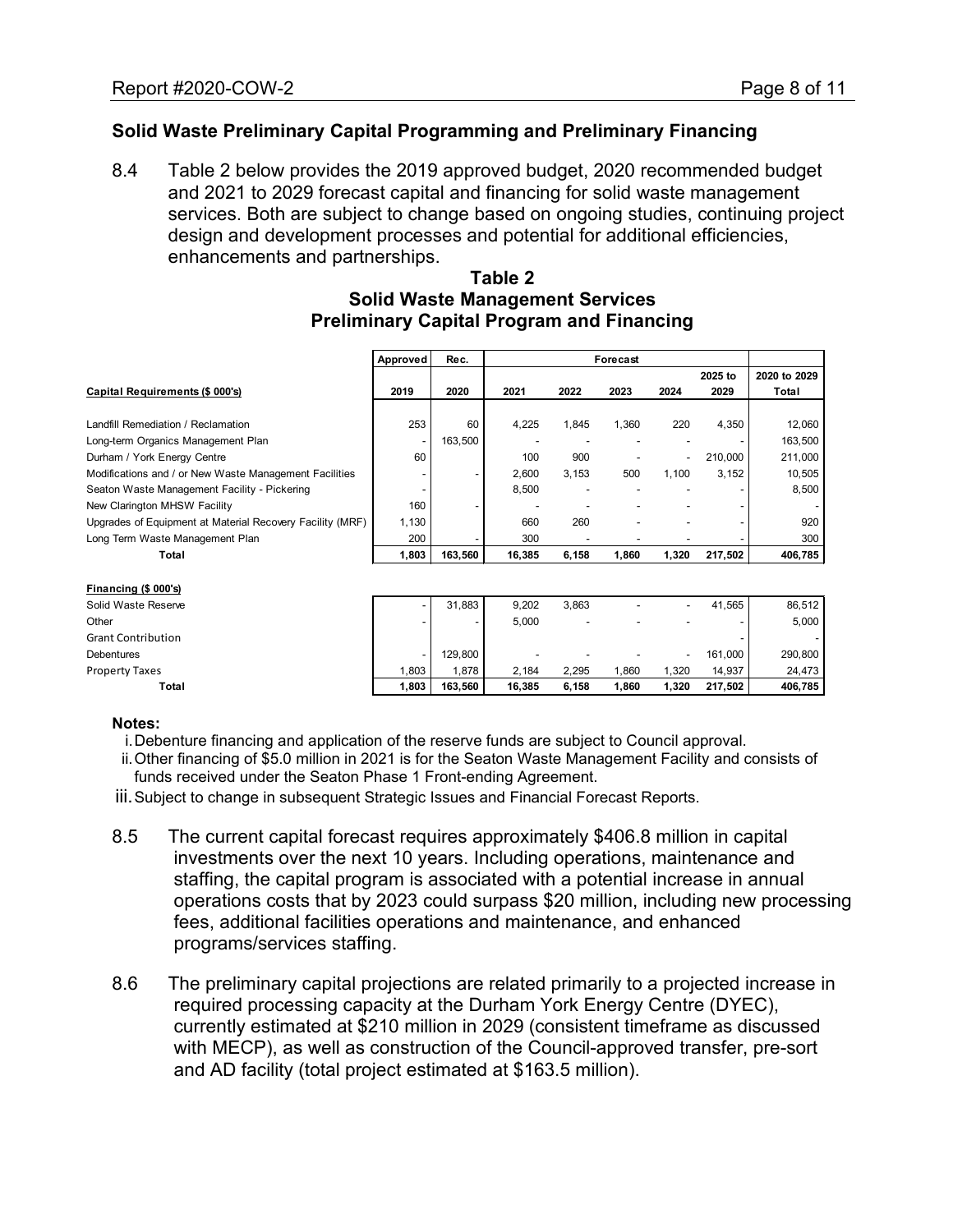## Solid Waste Preliminary Capital Programming and Preliminary Financing

8.4 Table 2 below provides the 2019 approved budget, 2020 recommended budget and 2021 to 2029 forecast capital and financing for solid waste management services. Both are subject to change based on ongoing studies, continuing project design and development processes and potential for additional efficiencies, enhancements and partnerships.

**Table 2**
**Solid Waste Management Services**
**Preliminary Capital Program and Financing**

| | Approved | Rec. | Forecast | | | | | |
|---|---|---|---|---|---|---|---|---|
| **Capital Requirements ($ 000's)** | **2019** | **2020** | **2021** | **2022** | **2023** | **2024** | **2025 to 2029** | **2020 to 2029 Total** |
| Landfill Remediation / Reclamation | 253 | 60 | 4,225 | 1,845 | 1,360 | 220 | 4,350 | 12,060 |
| Long-term Organics Management Plan | - | 163,500 | - | - | - | - | - | 163,500 |
| Durham / York Energy Centre | 60 | | 100 | 900 | - | - | 210,000 | 211,000 |
| Modifications and / or New Waste Management Facilities | - | - | 2,600 | 3,153 | 500 | 1,100 | 3,152 | 10,505 |
| Seaton Waste Management Facility - Pickering | - | | 8,500 | - | - | - | - | 8,500 |
| New Clarington MHSW Facility | 160 | - | - | - | - | - | - | - |
| Upgrades of Equipment at Material Recovery Facility (MRF) | 1,130 | | 660 | 260 | - | - | - | 920 |
| Long Term Waste Management Plan | 200 | - | 300 | - | - | - | - | 300 |
| **Total** | **1,803** | **163,560** | **16,385** | **6,158** | **1,860** | **1,320** | **217,502** | **406,785** |
| **Financing ($ 000's)** | | | | | | | | |
| Solid Waste Reserve | - | 31,883 | 9,202 | 3,863 | - | - | 41,565 | 86,512 |
| Other | - | - | 5,000 | - | - | - | - | 5,000 |
| Grant Contribution | | | | | | | - | - |
| Debentures | - | 129,800 | - | - | - | - | 161,000 | 290,800 |
| Property Taxes | 1,803 | 1,878 | 2,184 | 2,295 | 1,860 | 1,320 | 14,937 | 24,473 |
| **Total** | **1,803** | **163,560** | **16,385** | **6,158** | **1,860** | **1,320** | **217,502** | **406,785** |

**Notes:**

i. Debenture financing and application of the reserve funds are subject to Council approval.
ii. Other financing of $5.0 million in 2021 is for the Seaton Waste Management Facility and consists of funds received under the Seaton Phase 1 Front-ending Agreement.
iii. Subject to change in subsequent Strategic Issues and Financial Forecast Reports.

8.5 The current capital forecast requires approximately $406.8 million in capital investments over the next 10 years. Including operations, maintenance and staffing, the capital program is associated with a potential increase in annual operations costs that by 2023 could surpass $20 million, including new processing fees, additional facilities operations and maintenance, and enhanced programs/services staffing.

8.6 The preliminary capital projections are related primarily to a projected increase in required processing capacity at the Durham York Energy Centre (DYEC), currently estimated at $210 million in 2029 (consistent timeframe as discussed with MECP), as well as construction of the Council-approved transfer, pre-sort and AD facility (total project estimated at $163.5 million).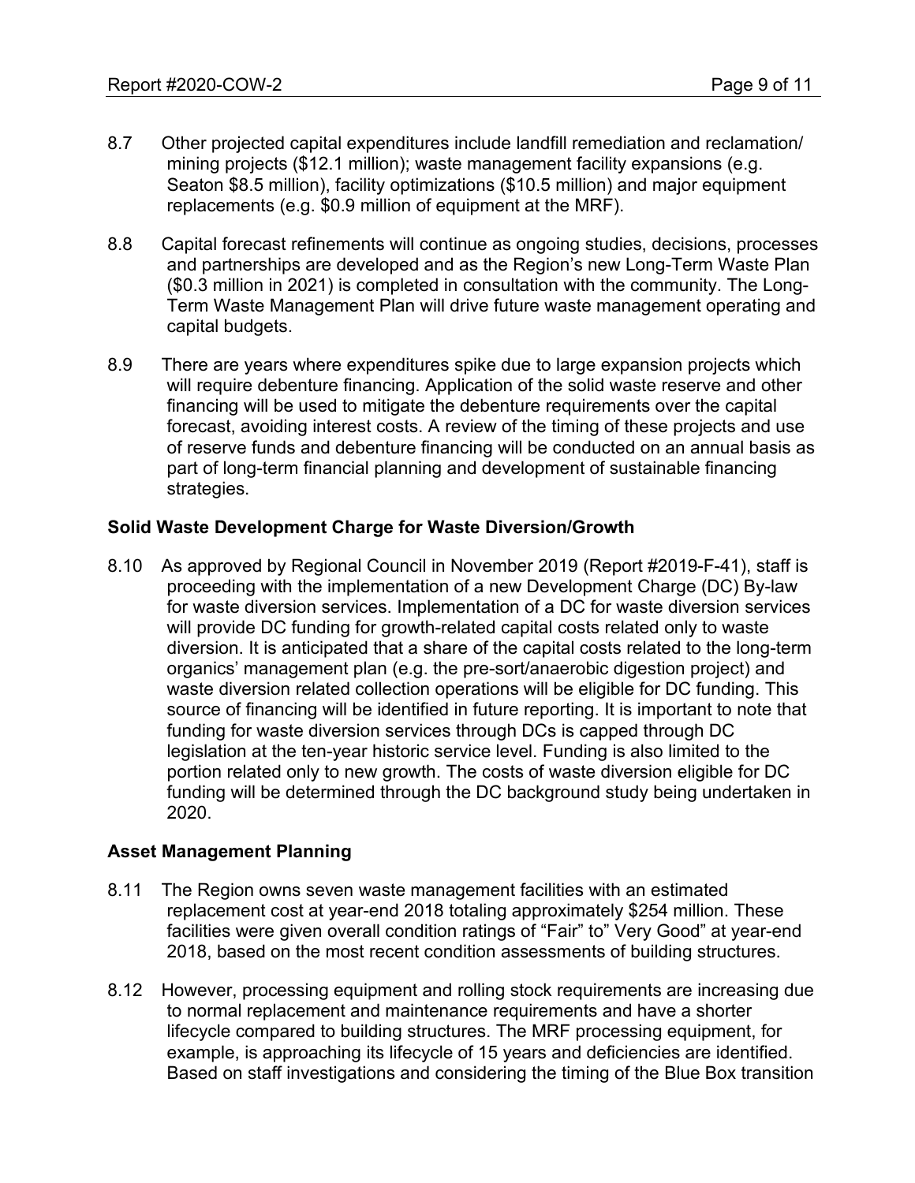8.7 Other projected capital expenditures include landfill remediation and reclamation/ mining projects ($12.1 million); waste management facility expansions (e.g. Seaton $8.5 million), facility optimizations ($10.5 million) and major equipment replacements (e.g. $0.9 million of equipment at the MRF).

8.8 Capital forecast refinements will continue as ongoing studies, decisions, processes and partnerships are developed and as the Region's new Long-Term Waste Plan ($0.3 million in 2021) is completed in consultation with the community. The Long-Term Waste Management Plan will drive future waste management operating and capital budgets.

8.9 There are years where expenditures spike due to large expansion projects which will require debenture financing. Application of the solid waste reserve and other financing will be used to mitigate the debenture requirements over the capital forecast, avoiding interest costs. A review of the timing of these projects and use of reserve funds and debenture financing will be conducted on an annual basis as part of long-term financial planning and development of sustainable financing strategies.

**Solid Waste Development Charge for Waste Diversion/Growth**

8.10 As approved by Regional Council in November 2019 (Report #2019-F-41), staff is proceeding with the implementation of a new Development Charge (DC) By-law for waste diversion services. Implementation of a DC for waste diversion services will provide DC funding for growth-related capital costs related only to waste diversion. It is anticipated that a share of the capital costs related to the long-term organics' management plan (e.g. the pre-sort/anaerobic digestion project) and waste diversion related collection operations will be eligible for DC funding. This source of financing will be identified in future reporting. It is important to note that funding for waste diversion services through DCs is capped through DC legislation at the ten-year historic service level. Funding is also limited to the portion related only to new growth. The costs of waste diversion eligible for DC funding will be determined through the DC background study being undertaken in 2020.

**Asset Management Planning**

8.11 The Region owns seven waste management facilities with an estimated replacement cost at year-end 2018 totaling approximately $254 million. These facilities were given overall condition ratings of "Fair" to" Very Good" at year-end 2018, based on the most recent condition assessments of building structures.

8.12 However, processing equipment and rolling stock requirements are increasing due to normal replacement and maintenance requirements and have a shorter lifecycle compared to building structures. The MRF processing equipment, for example, is approaching its lifecycle of 15 years and deficiencies are identified. Based on staff investigations and considering the timing of the Blue Box transition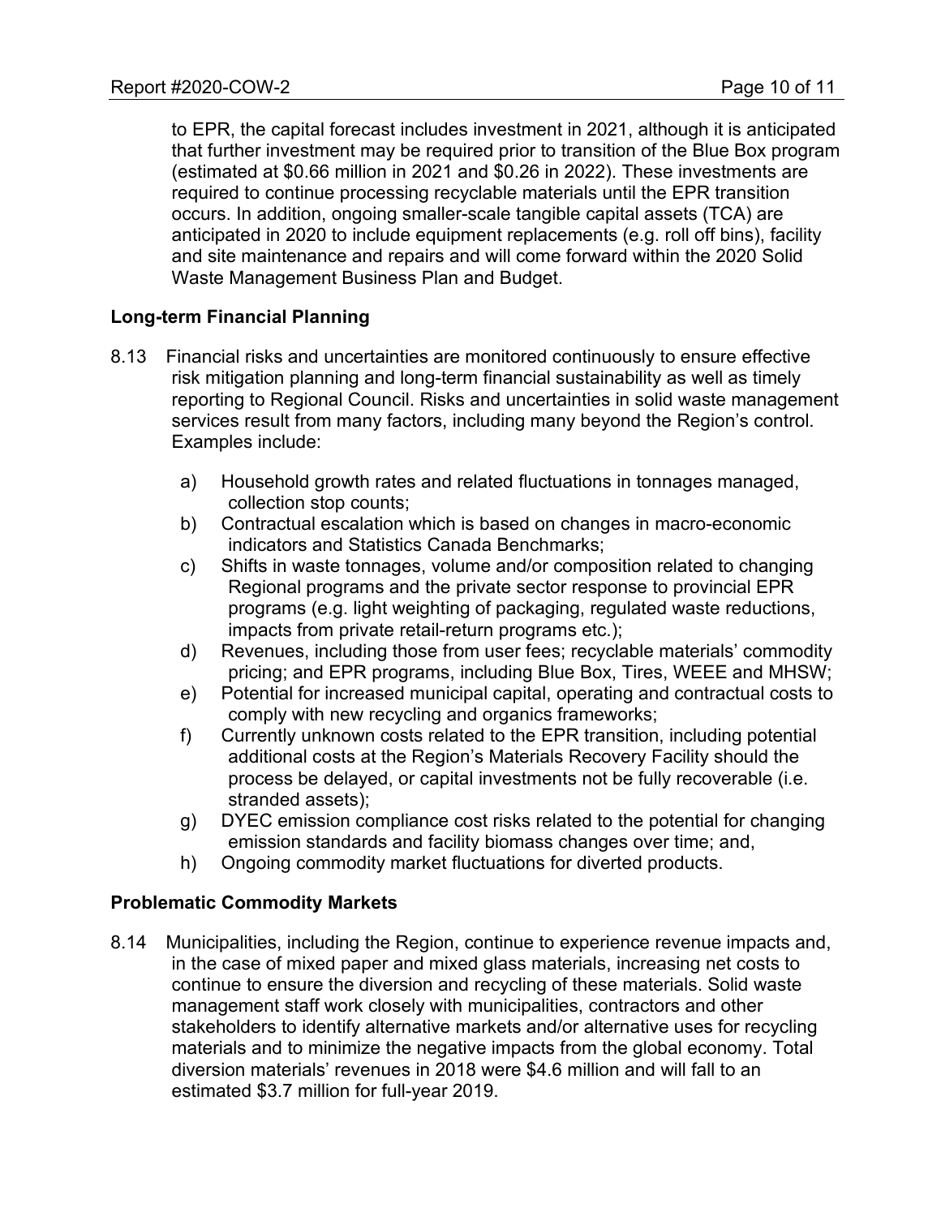to EPR, the capital forecast includes investment in 2021, although it is anticipated that further investment may be required prior to transition of the Blue Box program (estimated at $0.66 million in 2021 and $0.26 in 2022). These investments are required to continue processing recyclable materials until the EPR transition occurs. In addition, ongoing smaller-scale tangible capital assets (TCA) are anticipated in 2020 to include equipment replacements (e.g. roll off bins), facility and site maintenance and repairs and will come forward within the 2020 Solid Waste Management Business Plan and Budget.

### Long-term Financial Planning

8.13 Financial risks and uncertainties are monitored continuously to ensure effective risk mitigation planning and long-term financial sustainability as well as timely reporting to Regional Council. Risks and uncertainties in solid waste management services result from many factors, including many beyond the Region's control. Examples include:

a) Household growth rates and related fluctuations in tonnages managed, collection stop counts;
b) Contractual escalation which is based on changes in macro-economic indicators and Statistics Canada Benchmarks;
c) Shifts in waste tonnages, volume and/or composition related to changing Regional programs and the private sector response to provincial EPR programs (e.g. light weighting of packaging, regulated waste reductions, impacts from private retail-return programs etc.);
d) Revenues, including those from user fees; recyclable materials' commodity pricing; and EPR programs, including Blue Box, Tires, WEEE and MHSW;
e) Potential for increased municipal capital, operating and contractual costs to comply with new recycling and organics frameworks;
f) Currently unknown costs related to the EPR transition, including potential additional costs at the Region's Materials Recovery Facility should the process be delayed, or capital investments not be fully recoverable (i.e. stranded assets);
g) DYEC emission compliance cost risks related to the potential for changing emission standards and facility biomass changes over time; and,
h) Ongoing commodity market fluctuations for diverted products.

### Problematic Commodity Markets

8.14 Municipalities, including the Region, continue to experience revenue impacts and, in the case of mixed paper and mixed glass materials, increasing net costs to continue to ensure the diversion and recycling of these materials. Solid waste management staff work closely with municipalities, contractors and other stakeholders to identify alternative markets and/or alternative uses for recycling materials and to minimize the negative impacts from the global economy. Total diversion materials' revenues in 2018 were $4.6 million and will fall to an estimated $3.7 million for full-year 2019.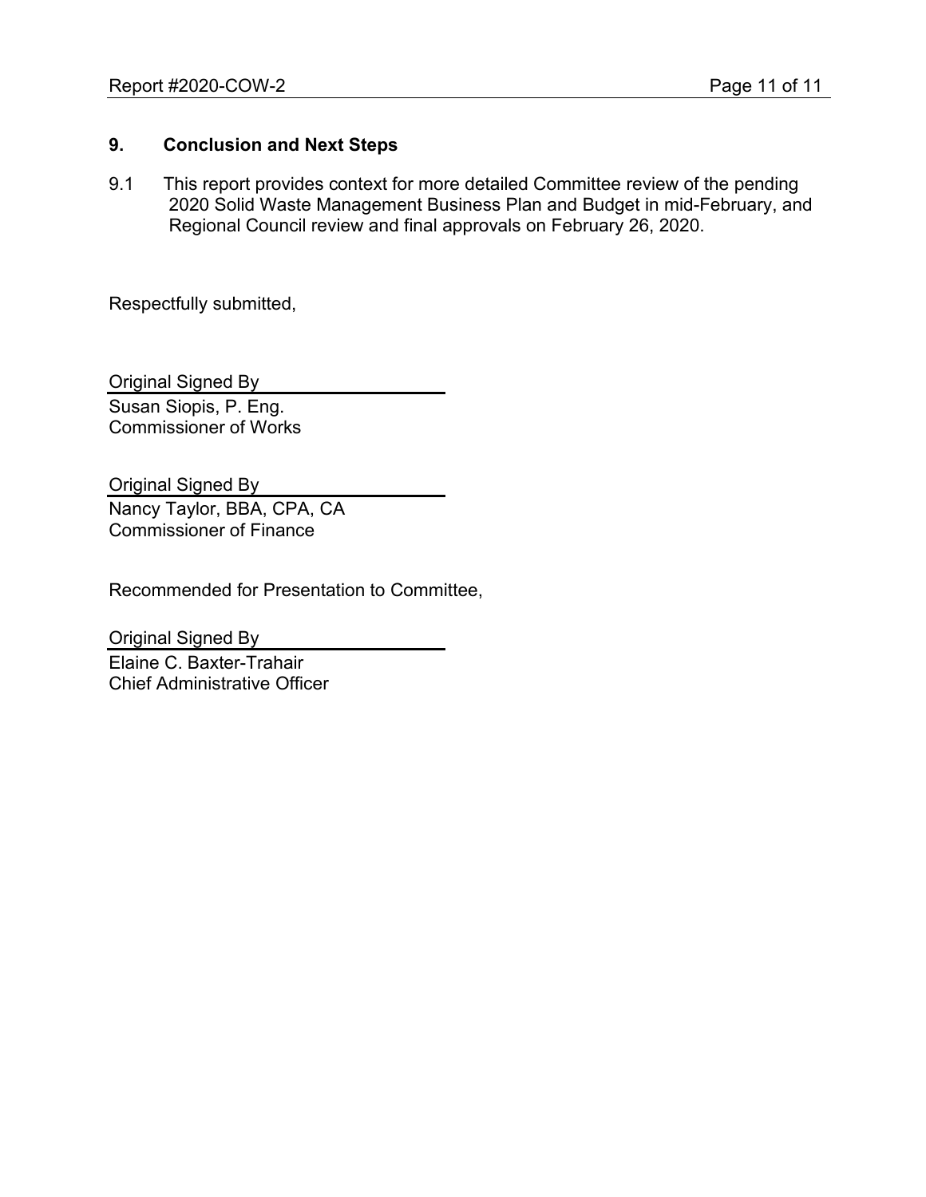## 9. Conclusion and Next Steps

9.1 This report provides context for more detailed Committee review of the pending 2020 Solid Waste Management Business Plan and Budget in mid-February, and Regional Council review and final approvals on February 26, 2020.

Respectfully submitted,

Original Signed By
Susan Siopis, P. Eng.
Commissioner of Works

Original Signed By
Nancy Taylor, BBA, CPA, CA
Commissioner of Finance

Recommended for Presentation to Committee,

Original Signed By
Elaine C. Baxter-Trahair
Chief Administrative Officer